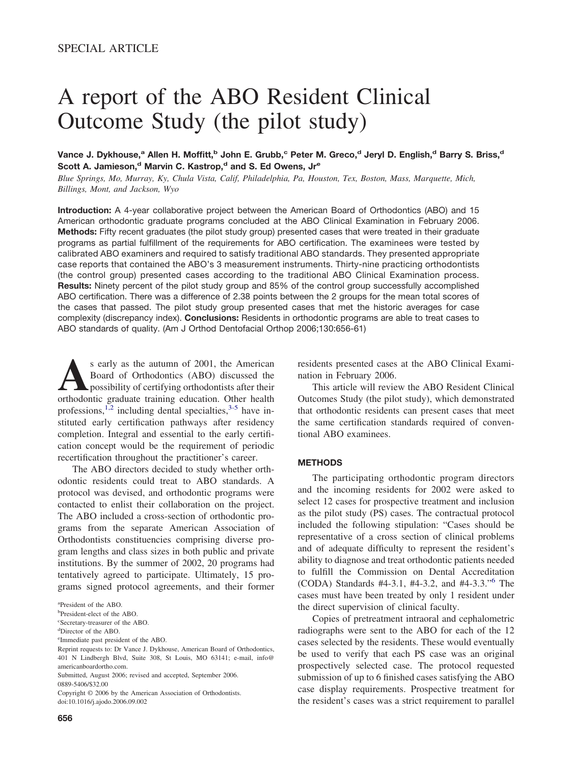SPECIAL ARTICLE

# A report of the ABO Resident Clinical Outcome Study (the pilot study)

**Vance J. Dykhouse,[a] Allen H. Moffitt,[b] John E. Grubb,[c] Peter M. Greco,[d] Jeryl D. English,[d] Barry S. Briss,[d] Scott A. Jamieson,[d] Marvin C. Kastrop,[d] and S. Ed Owens, Jr[e]**

*Blue Springs, Mo, Murray, Ky, Chula Vista, Calif, Philadelphia, Pa, Houston, Tex, Boston, Mass, Marquette, Mich, Billings, Mont, and Jackson, Wyo*

**Introduction:** A 4-year collaborative project between the American Board of Orthodontics (ABO) and 15 American orthodontic graduate programs concluded at the ABO Clinical Examination in February 2006. **Methods:** Fifty recent graduates (the pilot study group) presented cases that were treated in their graduate programs as partial fulfillment of the requirements for ABO certification. The examinees were tested by calibrated ABO examiners and required to satisfy traditional ABO standards. They presented appropriate case reports that contained the ABO's 3 measurement instruments. Thirty-nine practicing orthodontists (the control group) presented cases according to the traditional ABO Clinical Examination process. **Results:** Ninety percent of the pilot study group and 85% of the control group successfully accomplished ABO certification. There was a difference of 2.38 points between the 2 groups for the mean total scores of the cases that passed. The pilot study group presented cases that met the historic averages for case complexity (discrepancy index). **Conclusions:** Residents in orthodontic programs are able to treat cases to ABO standards of quality. (Am J Orthod Dentofacial Orthop 2006;130:656-61)

As early as the autumn of 2001, the American Board of Orthodontics (ABO) discussed the possibility of certifying orthodontists after their orthodontic graduate training education. Other health professions,[1,2] including dental specialties,[3-5] have instituted early certification pathways after residency completion. Integral and essential to the early certification concept would be the requirement of periodic recertification throughout the practitioner's career.

The ABO directors decided to study whether orthodontic residents could treat to ABO standards. A protocol was devised, and orthodontic programs were contacted to enlist their collaboration on the project. The ABO included a cross-section of orthodontic programs from the separate American Association of Orthodontists constituencies comprising diverse program lengths and class sizes in both public and private institutions. By the summer of 2002, 20 programs had tentatively agreed to participate. Ultimately, 15 programs signed protocol agreements, and their former residents presented cases at the ABO Clinical Examination in February 2006.

This article will review the ABO Resident Clinical Outcomes Study (the pilot study), which demonstrated that orthodontic residents can present cases that meet the same certification standards required of conventional ABO examinees.

## METHODS

The participating orthodontic program directors and the incoming residents for 2002 were asked to select 12 cases for prospective treatment and inclusion as the pilot study (PS) cases. The contractual protocol included the following stipulation: "Cases should be representative of a cross section of clinical problems and of adequate difficulty to represent the resident's ability to diagnose and treat orthodontic patients needed to fulfill the Commission on Dental Accreditation (CODA) Standards #4-3.1, #4-3.2, and #4-3.3."[6] The cases must have been treated by only 1 resident under the direct supervision of clinical faculty.

Copies of pretreatment intraoral and cephalometric radiographs were sent to the ABO for each of the 12 cases selected by the residents. These would eventually be used to verify that each PS case was an original prospectively selected case. The protocol requested submission of up to 6 finished cases satisfying the ABO case display requirements. Prospective treatment for the resident's cases was a strict requirement to parallel

[a]President of the ABO.
[b]President-elect of the ABO.
[c]Secretary-treasurer of the ABO.
[d]Director of the ABO.
[e]Immediate past president of the ABO.

Reprint requests to: Dr Vance J. Dykhouse, American Board of Orthodontics, 401 N Lindbergh Blvd, Suite 308, St Louis, MO 63141; e-mail, info@americanboardortho.com.

Submitted, August 2006; revised and accepted, September 2006.

0889-5406/$32.00

Copyright © 2006 by the American Association of Orthodontists.

doi:10.1016/j.ajodo.2006.09.002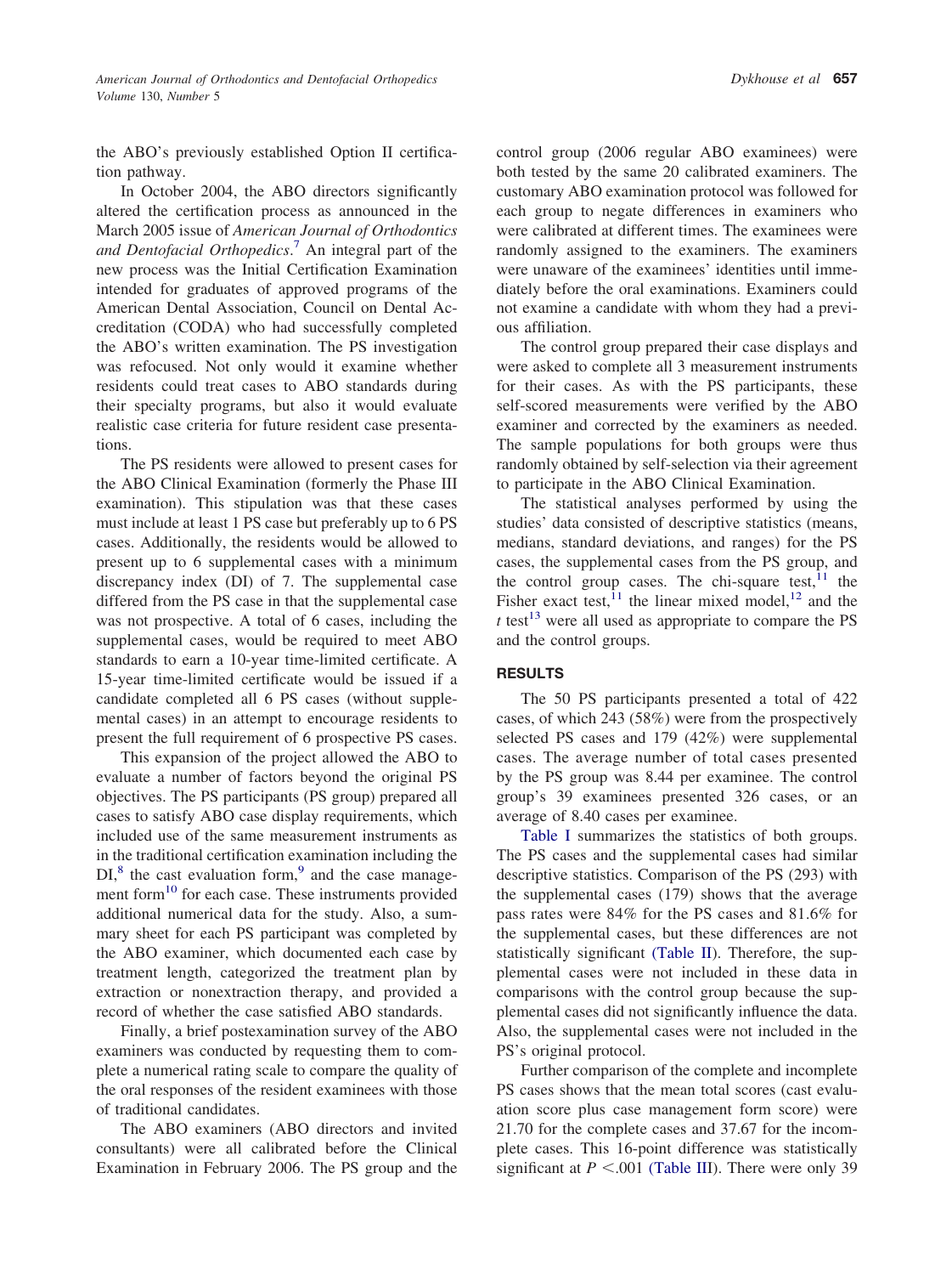the ABO's previously established Option II certification pathway.

In October 2004, the ABO directors significantly altered the certification process as announced in the March 2005 issue of *American Journal of Orthodontics and Dentofacial Orthopedics*.[7] An integral part of the new process was the Initial Certification Examination intended for graduates of approved programs of the American Dental Association, Council on Dental Accreditation (CODA) who had successfully completed the ABO's written examination. The PS investigation was refocused. Not only would it examine whether residents could treat cases to ABO standards during their specialty programs, but also it would evaluate realistic case criteria for future resident case presentations.

The PS residents were allowed to present cases for the ABO Clinical Examination (formerly the Phase III examination). This stipulation was that these cases must include at least 1 PS case but preferably up to 6 PS cases. Additionally, the residents would be allowed to present up to 6 supplemental cases with a minimum discrepancy index (DI) of 7. The supplemental case differed from the PS case in that the supplemental case was not prospective. A total of 6 cases, including the supplemental cases, would be required to meet ABO standards to earn a 10-year time-limited certificate. A 15-year time-limited certificate would be issued if a candidate completed all 6 PS cases (without supplemental cases) in an attempt to encourage residents to present the full requirement of 6 prospective PS cases.

This expansion of the project allowed the ABO to evaluate a number of factors beyond the original PS objectives. The PS participants (PS group) prepared all cases to satisfy ABO case display requirements, which included use of the same measurement instruments as in the traditional certification examination including the DI,[8] the cast evaluation form,[9] and the case management form[10] for each case. These instruments provided additional numerical data for the study. Also, a summary sheet for each PS participant was completed by the ABO examiner, which documented each case by treatment length, categorized the treatment plan by extraction or nonextraction therapy, and provided a record of whether the case satisfied ABO standards.

Finally, a brief postexamination survey of the ABO examiners was conducted by requesting them to complete a numerical rating scale to compare the quality of the oral responses of the resident examinees with those of traditional candidates.

The ABO examiners (ABO directors and invited consultants) were all calibrated before the Clinical Examination in February 2006. The PS group and the control group (2006 regular ABO examinees) were both tested by the same 20 calibrated examiners. The customary ABO examination protocol was followed for each group to negate differences in examiners who were calibrated at different times. The examinees were randomly assigned to the examiners. The examiners were unaware of the examinees' identities until immediately before the oral examinations. Examiners could not examine a candidate with whom they had a previous affiliation.

The control group prepared their case displays and were asked to complete all 3 measurement instruments for their cases. As with the PS participants, these self-scored measurements were verified by the ABO examiner and corrected by the examiners as needed. The sample populations for both groups were thus randomly obtained by self-selection via their agreement to participate in the ABO Clinical Examination.

The statistical analyses performed by using the studies' data consisted of descriptive statistics (means, medians, standard deviations, and ranges) for the PS cases, the supplemental cases from the PS group, and the control group cases. The chi-square test,[11] the Fisher exact test,[11] the linear mixed model,[12] and the *t* test[13] were all used as appropriate to compare the PS and the control groups.

## RESULTS

The 50 PS participants presented a total of 422 cases, of which 243 (58%) were from the prospectively selected PS cases and 179 (42%) were supplemental cases. The average number of total cases presented by the PS group was 8.44 per examinee. The control group's 39 examinees presented 326 cases, or an average of 8.40 cases per examinee.

Table I summarizes the statistics of both groups. The PS cases and the supplemental cases had similar descriptive statistics. Comparison of the PS (293) with the supplemental cases (179) shows that the average pass rates were 84% for the PS cases and 81.6% for the supplemental cases, but these differences are not statistically significant (Table II). Therefore, the supplemental cases were not included in these data in comparisons with the control group because the supplemental cases did not significantly influence the data. Also, the supplemental cases were not included in the PS's original protocol.

Further comparison of the complete and incomplete PS cases shows that the mean total scores (cast evaluation score plus case management form score) were 21.70 for the complete cases and 37.67 for the incomplete cases. This 16-point difference was statistically significant at $P < .001$ (Table III). There were only 39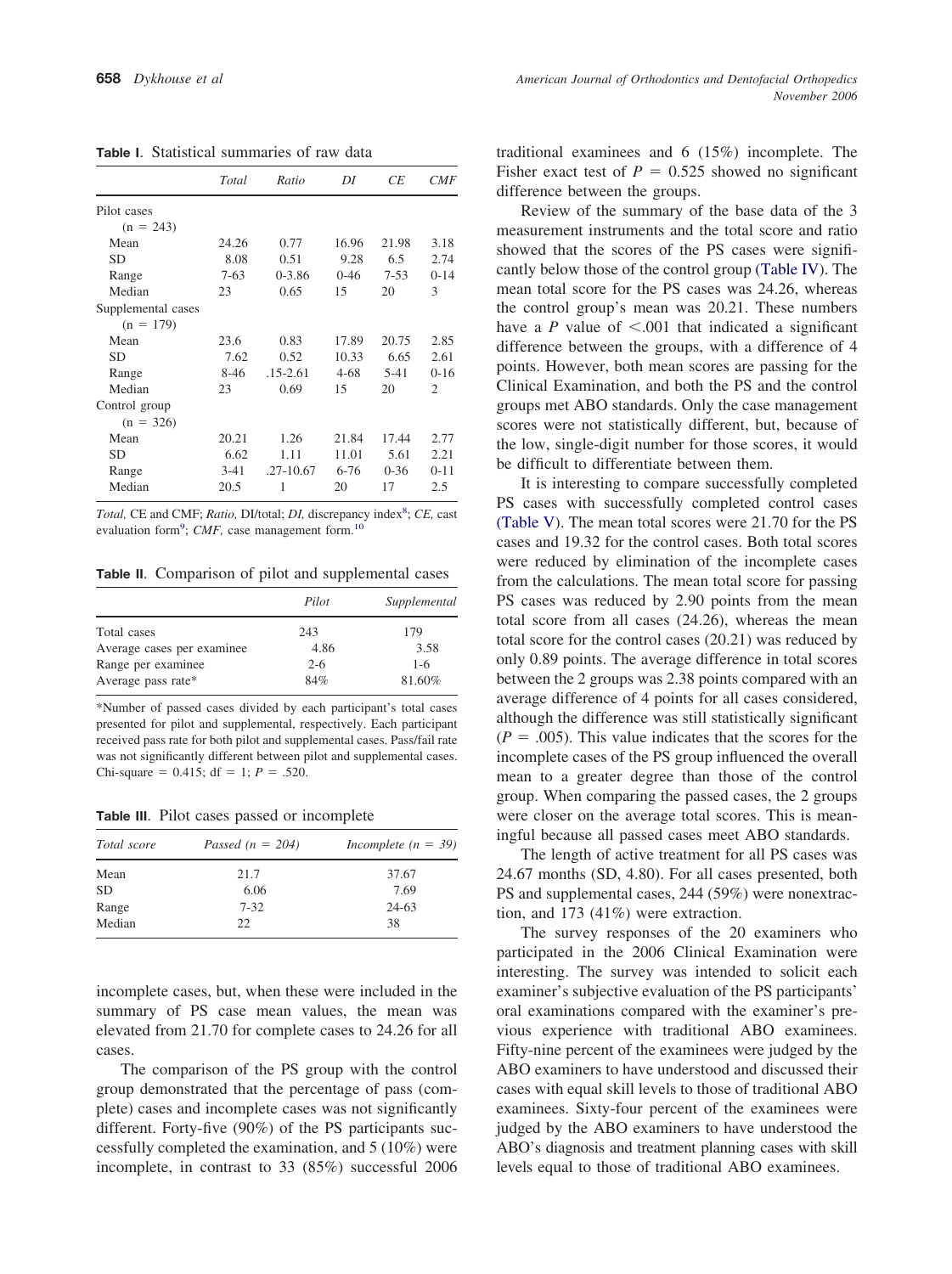**Table I.** Statistical summaries of raw data

| | *Total* | *Ratio* | *DI* | *CE* | *CMF* |
|---|---|---|---|---|---|
| Pilot cases ($n = 243$) | | | | | |
| Mean | 24.26 | 0.77 | 16.96 | 21.98 | 3.18 |
| SD | 8.08 | 0.51 | 9.28 | 6.5 | 2.74 |
| Range | 7-63 | 0-3.86 | 0-46 | 7-53 | 0-14 |
| Median | 23 | 0.65 | 15 | 20 | 3 |
| Supplemental cases ($n = 179$) | | | | | |
| Mean | 23.6 | 0.83 | 17.89 | 20.75 | 2.85 |
| SD | 7.62 | 0.52 | 10.33 | 6.65 | 2.61 |
| Range | 8-46 | .15-2.61 | 4-68 | 5-41 | 0-16 |
| Median | 23 | 0.69 | 15 | 20 | 2 |
| Control group ($n = 326$) | | | | | |
| Mean | 20.21 | 1.26 | 21.84 | 17.44 | 2.77 |
| SD | 6.62 | 1.11 | 11.01 | 5.61 | 2.21 |
| Range | 3-41 | .27-10.67 | 6-76 | 0-36 | 0-11 |
| Median | 20.5 | 1 | 20 | 17 | 2.5 |

*Total,* CE and CMF; *Ratio,* DI/total; *DI,* discrepancy index[8]; *CE,* cast evaluation form[9]; *CMF,* case management form.[10]

**Table II.** Comparison of pilot and supplemental cases

| | *Pilot* | *Supplemental* |
|---|---|---|
| Total cases | 243 | 179 |
| Average cases per examinee | 4.86 | 3.58 |
| Range per examinee | 2-6 | 1-6 |
| Average pass rate* | 84% | 81.60% |

*Number of passed cases divided by each participant's total cases presented for pilot and supplemental, respectively. Each participant received pass rate for both pilot and supplemental cases. Pass/fail rate was not significantly different between pilot and supplemental cases. Chi-square = 0.415; df = 1; $P$ = .520.

**Table III.** Pilot cases passed or incomplete

| *Total score* | *Passed (n = 204)* | *Incomplete (n = 39)* |
|---|---|---|
| Mean | 21.7 | 37.67 |
| SD | 6.06 | 7.69 |
| Range | 7-32 | 24-63 |
| Median | 22 | 38 |

incomplete cases, but, when these were included in the summary of PS case mean values, the mean was elevated from 21.70 for complete cases to 24.26 for all cases.

The comparison of the PS group with the control group demonstrated that the percentage of pass (complete) cases and incomplete cases was not significantly different. Forty-five (90%) of the PS participants successfully completed the examination, and 5 (10%) were incomplete, in contrast to 33 (85%) successful 2006 traditional examinees and 6 (15%) incomplete. The Fisher exact test of $P$ = 0.525 showed no significant difference between the groups.

Review of the summary of the base data of the 3 measurement instruments and the total score and ratio showed that the scores of the PS cases were significantly below those of the control group (Table IV). The mean total score for the PS cases was 24.26, whereas the control group's mean was 20.21. These numbers have a $P$ value of <.001 that indicated a significant difference between the groups, with a difference of 4 points. However, both mean scores are passing for the Clinical Examination, and both the PS and the control groups met ABO standards. Only the case management scores were not statistically different, but, because of the low, single-digit number for those scores, it would be difficult to differentiate between them.

It is interesting to compare successfully completed PS cases with successfully completed control cases (Table V). The mean total scores were 21.70 for the PS cases and 19.32 for the control cases. Both total scores were reduced by elimination of the incomplete cases from the calculations. The mean total score for passing PS cases was reduced by 2.90 points from the mean total score from all cases (24.26), whereas the mean total score for the control cases (20.21) was reduced by only 0.89 points. The average difference in total scores between the 2 groups was 2.38 points compared with an average difference of 4 points for all cases considered, although the difference was still statistically significant ($P$ = .005). This value indicates that the scores for the incomplete cases of the PS group influenced the overall mean to a greater degree than those of the control group. When comparing the passed cases, the 2 groups were closer on the average total scores. This is meaningful because all passed cases meet ABO standards.

The length of active treatment for all PS cases was 24.67 months (SD, 4.80). For all cases presented, both PS and supplemental cases, 244 (59%) were nonextraction, and 173 (41%) were extraction.

The survey responses of the 20 examiners who participated in the 2006 Clinical Examination were interesting. The survey was intended to solicit each examiner's subjective evaluation of the PS participants' oral examinations compared with the examiner's previous experience with traditional ABO examinees. Fifty-nine percent of the examinees were judged by the ABO examiners to have understood and discussed their cases with equal skill levels to those of traditional ABO examinees. Sixty-four percent of the examinees were judged by the ABO examiners to have understood the ABO's diagnosis and treatment planning cases with skill levels equal to those of traditional ABO examinees.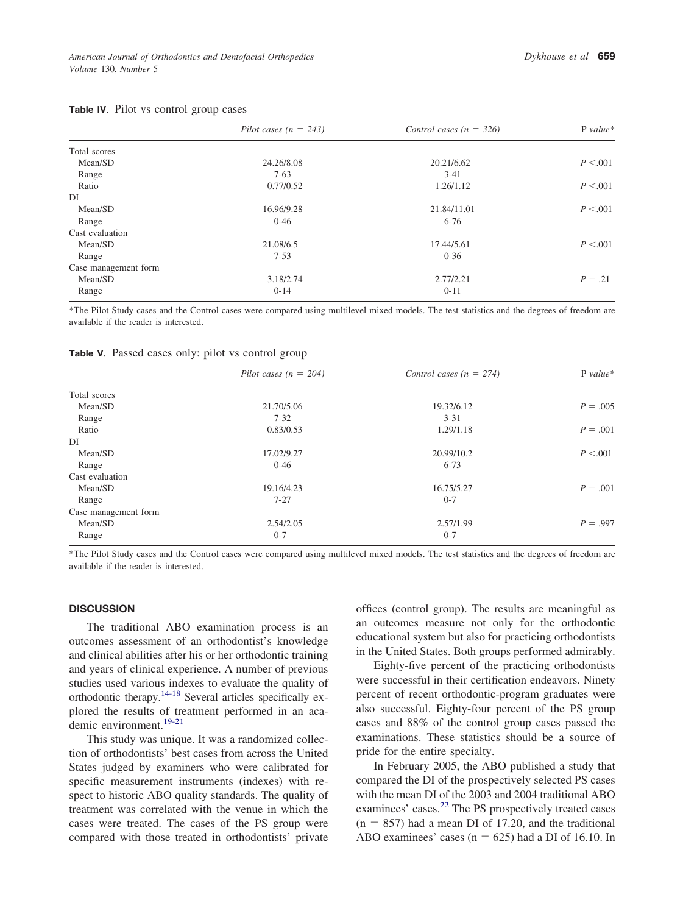**Table IV**. Pilot vs control group cases

| | *Pilot cases (n = 243)* | *Control cases (n = 326)* | P *value\** |
|---|---|---|---|
| Total scores | | | |
| Mean/SD | 24.26/8.08 | 20.21/6.62 | $P < .001$ |
| Range | 7-63 | 3-41 | |
| Ratio | 0.77/0.52 | 1.26/1.12 | $P < .001$ |
| DI | | | |
| Mean/SD | 16.96/9.28 | 21.84/11.01 | $P < .001$ |
| Range | 0-46 | 6-76 | |
| Cast evaluation | | | |
| Mean/SD | 21.08/6.5 | 17.44/5.61 | $P < .001$ |
| Range | 7-53 | 0-36 | |
| Case management form | | | |
| Mean/SD | 3.18/2.74 | 2.77/2.21 | $P = .21$ |
| Range | 0-14 | 0-11 | |

\*The Pilot Study cases and the Control cases were compared using multilevel mixed models. The test statistics and the degrees of freedom are available if the reader is interested.

**Table V**. Passed cases only: pilot vs control group

| | *Pilot cases (n = 204)* | *Control cases (n = 274)* | P *value\** |
|---|---|---|---|
| Total scores | | | |
| Mean/SD | 21.70/5.06 | 19.32/6.12 | $P = .005$ |
| Range | 7-32 | 3-31 | |
| Ratio | 0.83/0.53 | 1.29/1.18 | $P = .001$ |
| DI | | | |
| Mean/SD | 17.02/9.27 | 20.99/10.2 | $P < .001$ |
| Range | 0-46 | 6-73 | |
| Cast evaluation | | | |
| Mean/SD | 19.16/4.23 | 16.75/5.27 | $P = .001$ |
| Range | 7-27 | 0-7 | |
| Case management form | | | |
| Mean/SD | 2.54/2.05 | 2.57/1.99 | $P = .997$ |
| Range | 0-7 | 0-7 | |

\*The Pilot Study cases and the Control cases were compared using multilevel mixed models. The test statistics and the degrees of freedom are available if the reader is interested.

## DISCUSSION

The traditional ABO examination process is an outcomes assessment of an orthodontist's knowledge and clinical abilities after his or her orthodontic training and years of clinical experience. A number of previous studies used various indexes to evaluate the quality of orthodontic therapy.[14-18] Several articles specifically explored the results of treatment performed in an academic environment.[19-21]

This study was unique. It was a randomized collection of orthodontists' best cases from across the United States judged by examiners who were calibrated for specific measurement instruments (indexes) with respect to historic ABO quality standards. The quality of treatment was correlated with the venue in which the cases were treated. The cases of the PS group were compared with those treated in orthodontists' private offices (control group). The results are meaningful as an outcomes measure not only for the orthodontic educational system but also for practicing orthodontists in the United States. Both groups performed admirably.

Eighty-five percent of the practicing orthodontists were successful in their certification endeavors. Ninety percent of recent orthodontic-program graduates were also successful. Eighty-four percent of the PS group cases and 88% of the control group cases passed the examinations. These statistics should be a source of pride for the entire specialty.

In February 2005, the ABO published a study that compared the DI of the prospectively selected PS cases with the mean DI of the 2003 and 2004 traditional ABO examinees' cases.[22] The PS prospectively treated cases (n = 857) had a mean DI of 17.20, and the traditional ABO examinees' cases (n = 625) had a DI of 16.10. In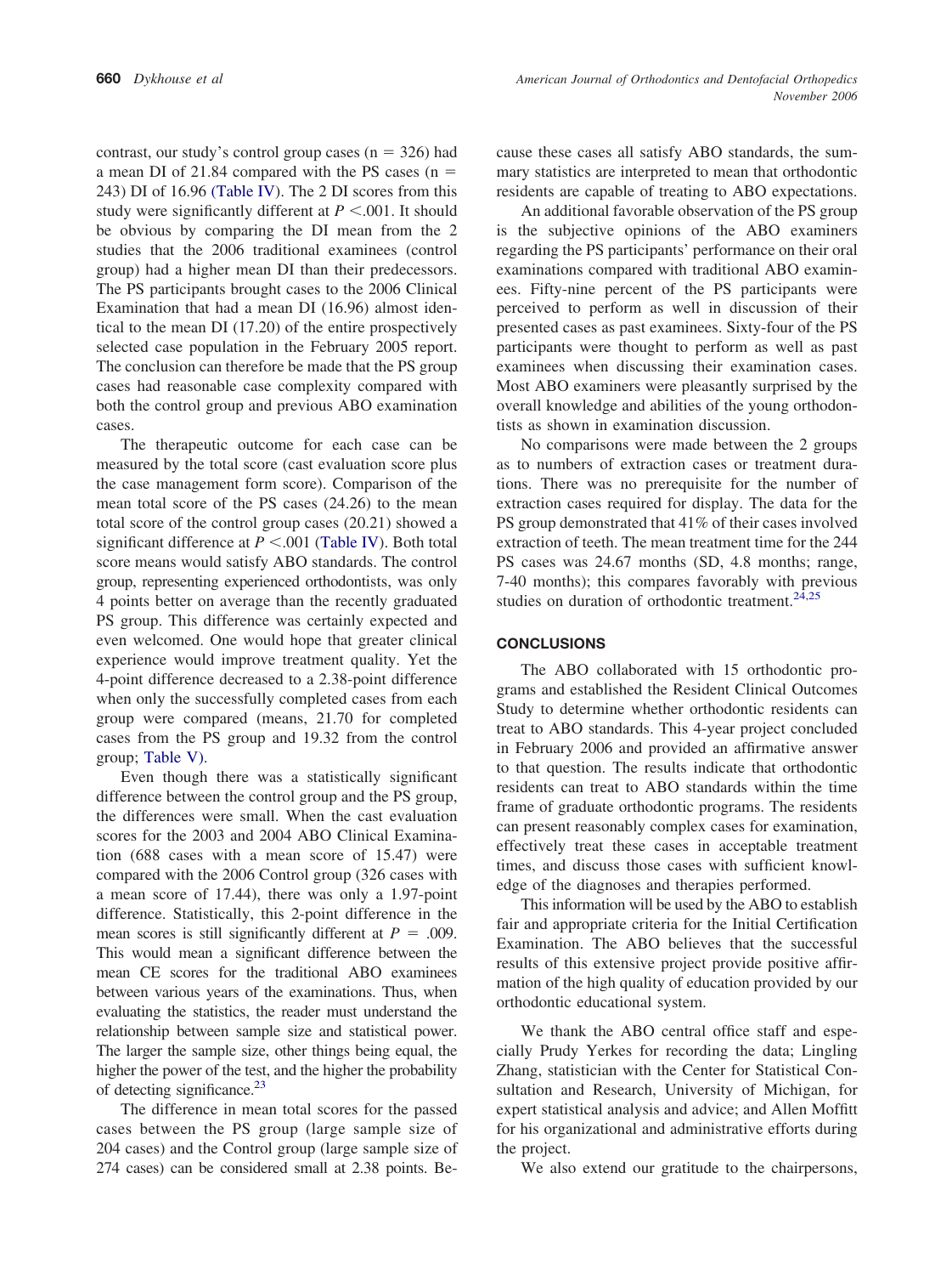contrast, our study's control group cases (n = 326) had a mean DI of 21.84 compared with the PS cases (n = 243) DI of 16.96 (Table IV). The 2 DI scores from this study were significantly different at $P < .001$. It should be obvious by comparing the DI mean from the 2 studies that the 2006 traditional examinees (control group) had a higher mean DI than their predecessors. The PS participants brought cases to the 2006 Clinical Examination that had a mean DI (16.96) almost identical to the mean DI (17.20) of the entire prospectively selected case population in the February 2005 report. The conclusion can therefore be made that the PS group cases had reasonable case complexity compared with both the control group and previous ABO examination cases.

The therapeutic outcome for each case can be measured by the total score (cast evaluation score plus the case management form score). Comparison of the mean total score of the PS cases (24.26) to the mean total score of the control group cases (20.21) showed a significant difference at $P < .001$ (Table IV). Both total score means would satisfy ABO standards. The control group, representing experienced orthodontists, was only 4 points better on average than the recently graduated PS group. This difference was certainly expected and even welcomed. One would hope that greater clinical experience would improve treatment quality. Yet the 4-point difference decreased to a 2.38-point difference when only the successfully completed cases from each group were compared (means, 21.70 for completed cases from the PS group and 19.32 from the control group; Table V).

Even though there was a statistically significant difference between the control group and the PS group, the differences were small. When the cast evaluation scores for the 2003 and 2004 ABO Clinical Examination (688 cases with a mean score of 15.47) were compared with the 2006 Control group (326 cases with a mean score of 17.44), there was only a 1.97-point difference. Statistically, this 2-point difference in the mean scores is still significantly different at $P = .009$. This would mean a significant difference between the mean CE scores for the traditional ABO examinees between various years of the examinations. Thus, when evaluating the statistics, the reader must understand the relationship between sample size and statistical power. The larger the sample size, other things being equal, the higher the power of the test, and the higher the probability of detecting significance.[23]

The difference in mean total scores for the passed cases between the PS group (large sample size of 204 cases) and the Control group (large sample size of 274 cases) can be considered small at 2.38 points. Because these cases all satisfy ABO standards, the summary statistics are interpreted to mean that orthodontic residents are capable of treating to ABO expectations.

An additional favorable observation of the PS group is the subjective opinions of the ABO examiners regarding the PS participants' performance on their oral examinations compared with traditional ABO examinees. Fifty-nine percent of the PS participants were perceived to perform as well in discussion of their presented cases as past examinees. Sixty-four of the PS participants were thought to perform as well as past examinees when discussing their examination cases. Most ABO examiners were pleasantly surprised by the overall knowledge and abilities of the young orthodontists as shown in examination discussion.

No comparisons were made between the 2 groups as to numbers of extraction cases or treatment durations. There was no prerequisite for the number of extraction cases required for display. The data for the PS group demonstrated that 41% of their cases involved extraction of teeth. The mean treatment time for the 244 PS cases was 24.67 months (SD, 4.8 months; range, 7-40 months); this compares favorably with previous studies on duration of orthodontic treatment.[24,25]

## CONCLUSIONS

The ABO collaborated with 15 orthodontic programs and established the Resident Clinical Outcomes Study to determine whether orthodontic residents can treat to ABO standards. This 4-year project concluded in February 2006 and provided an affirmative answer to that question. The results indicate that orthodontic residents can treat to ABO standards within the time frame of graduate orthodontic programs. The residents can present reasonably complex cases for examination, effectively treat these cases in acceptable treatment times, and discuss those cases with sufficient knowledge of the diagnoses and therapies performed.

This information will be used by the ABO to establish fair and appropriate criteria for the Initial Certification Examination. The ABO believes that the successful results of this extensive project provide positive affirmation of the high quality of education provided by our orthodontic educational system.

We thank the ABO central office staff and especially Prudy Yerkes for recording the data; Lingling Zhang, statistician with the Center for Statistical Consultation and Research, University of Michigan, for expert statistical analysis and advice; and Allen Moffitt for his organizational and administrative efforts during the project.

We also extend our gratitude to the chairpersons,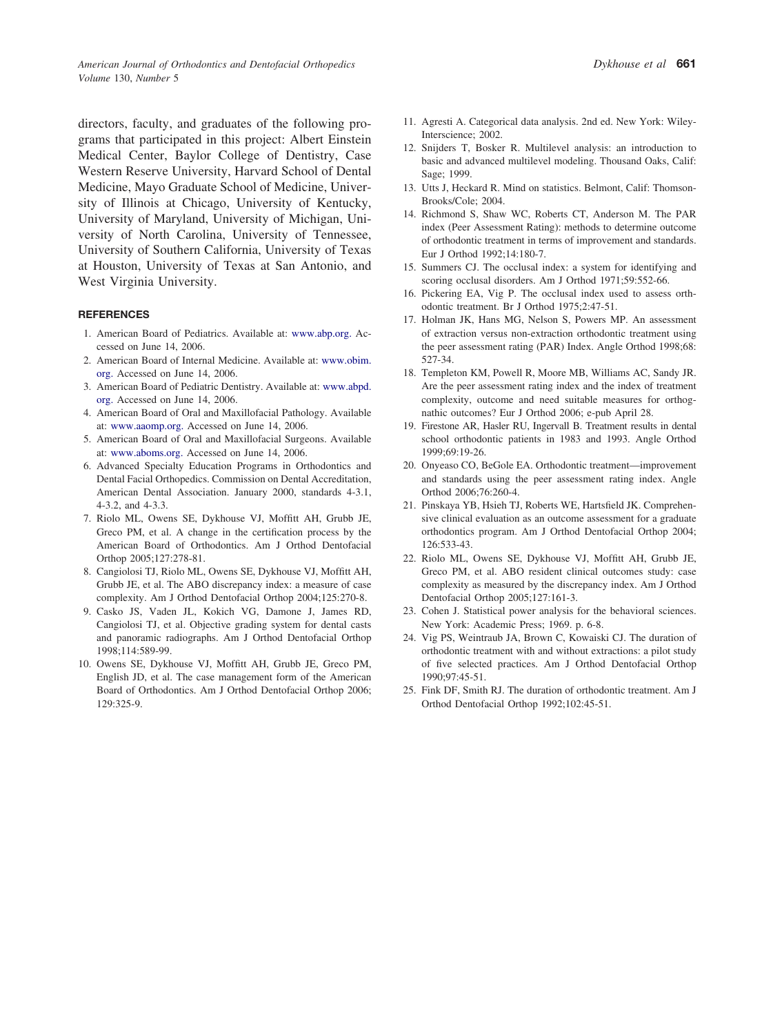directors, faculty, and graduates of the following programs that participated in this project: Albert Einstein Medical Center, Baylor College of Dentistry, Case Western Reserve University, Harvard School of Dental Medicine, Mayo Graduate School of Medicine, University of Illinois at Chicago, University of Kentucky, University of Maryland, University of Michigan, University of North Carolina, University of Tennessee, University of Southern California, University of Texas at Houston, University of Texas at San Antonio, and West Virginia University.

## REFERENCES

1. American Board of Pediatrics. Available at: www.abp.org. Accessed on June 14, 2006.
2. American Board of Internal Medicine. Available at: www.obim.org. Accessed on June 14, 2006.
3. American Board of Pediatric Dentistry. Available at: www.abpd.org. Accessed on June 14, 2006.
4. American Board of Oral and Maxillofacial Pathology. Available at: www.aaomp.org. Accessed on June 14, 2006.
5. American Board of Oral and Maxillofacial Surgeons. Available at: www.aboms.org. Accessed on June 14, 2006.
6. Advanced Specialty Education Programs in Orthodontics and Dental Facial Orthopedics. Commission on Dental Accreditation, American Dental Association. January 2000, standards 4-3.1, 4-3.2, and 4-3.3.
7. Riolo ML, Owens SE, Dykhouse VJ, Moffitt AH, Grubb JE, Greco PM, et al. A change in the certification process by the American Board of Orthodontics. Am J Orthod Dentofacial Orthop 2005;127:278-81.
8. Cangiolosi TJ, Riolo ML, Owens SE, Dykhouse VJ, Moffitt AH, Grubb JE, et al. The ABO discrepancy index: a measure of case complexity. Am J Orthod Dentofacial Orthop 2004;125:270-8.
9. Casko JS, Vaden JL, Kokich VG, Damone J, James RD, Cangiolosi TJ, et al. Objective grading system for dental casts and panoramic radiographs. Am J Orthod Dentofacial Orthop 1998;114:589-99.
10. Owens SE, Dykhouse VJ, Moffitt AH, Grubb JE, Greco PM, English JD, et al. The case management form of the American Board of Orthodontics. Am J Orthod Dentofacial Orthop 2006;129:325-9.
11. Agresti A. Categorical data analysis. 2nd ed. New York: Wiley-Interscience; 2002.
12. Snijders T, Bosker R. Multilevel analysis: an introduction to basic and advanced multilevel modeling. Thousand Oaks, Calif: Sage; 1999.
13. Utts J, Heckard R. Mind on statistics. Belmont, Calif: Thomson-Brooks/Cole; 2004.
14. Richmond S, Shaw WC, Roberts CT, Anderson M. The PAR index (Peer Assessment Rating): methods to determine outcome of orthodontic treatment in terms of improvement and standards. Eur J Orthod 1992;14:180-7.
15. Summers CJ. The occlusal index: a system for identifying and scoring occlusal disorders. Am J Orthod 1971;59:552-66.
16. Pickering EA, Vig P. The occlusal index used to assess orthodontic treatment. Br J Orthod 1975;2:47-51.
17. Holman JK, Hans MG, Nelson S, Powers MP. An assessment of extraction versus non-extraction orthodontic treatment using the peer assessment rating (PAR) Index. Angle Orthod 1998;68:527-34.
18. Templeton KM, Powell R, Moore MB, Williams AC, Sandy JR. Are the peer assessment rating index and the index of treatment complexity, outcome and need suitable measures for orthognathic outcomes? Eur J Orthod 2006; e-pub April 28.
19. Firestone AR, Hasler RU, Ingervall B. Treatment results in dental school orthodontic patients in 1983 and 1993. Angle Orthod 1999;69:19-26.
20. Onyeaso CO, BeGole EA. Orthodontic treatment—improvement and standards using the peer assessment rating index. Angle Orthod 2006;76:260-4.
21. Pinskaya YB, Hsieh TJ, Roberts WE, Hartsfield JK. Comprehensive clinical evaluation as an outcome assessment for a graduate orthodontics program. Am J Orthod Dentofacial Orthop 2004;126:533-43.
22. Riolo ML, Owens SE, Dykhouse VJ, Moffitt AH, Grubb JE, Greco PM, et al. ABO resident clinical outcomes study: case complexity as measured by the discrepancy index. Am J Orthod Dentofacial Orthop 2005;127:161-3.
23. Cohen J. Statistical power analysis for the behavioral sciences. New York: Academic Press; 1969. p. 6-8.
24. Vig PS, Weintraub JA, Brown C, Kowaiski CJ. The duration of orthodontic treatment with and without extractions: a pilot study of five selected practices. Am J Orthod Dentofacial Orthop 1990;97:45-51.
25. Fink DF, Smith RJ. The duration of orthodontic treatment. Am J Orthod Dentofacial Orthop 1992;102:45-51.